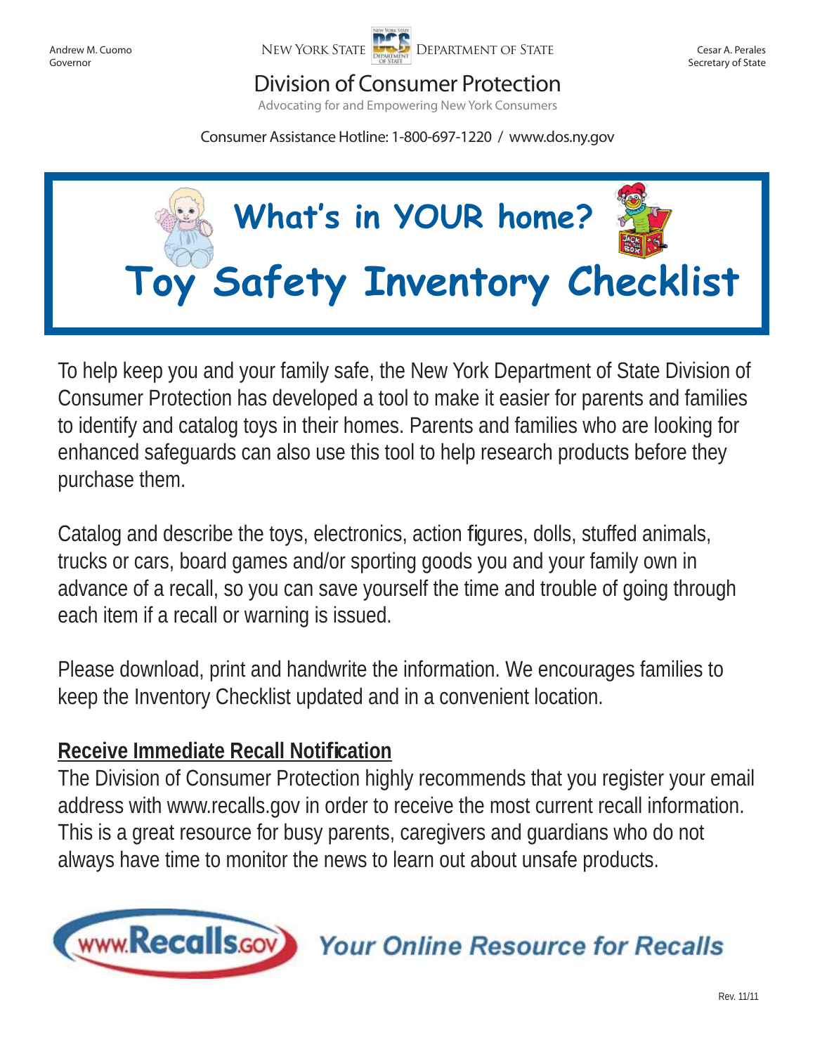Andrew M. Cuomo
Governor

NEW YORK STATE DEPARTMENT OF STATE

Cesar A. Perales
Secretary of State

## Division of Consumer Protection

Advocating for and Empowering New York Consumers

Consumer Assistance Hotline: 1-800-697-1220 / www.dos.ny.gov

# What's in YOUR home?

# Toy Safety Inventory Checklist

To help keep you and your family safe, the New York Department of State Division of Consumer Protection has developed a tool to make it easier for parents and families to identify and catalog toys in their homes. Parents and families who are looking for enhanced safeguards can also use this tool to help research products before they purchase them.

Catalog and describe the toys, electronics, action figures, dolls, stuffed animals, trucks or cars, board games and/or sporting goods you and your family own in advance of a recall, so you can save yourself the time and trouble of going through each item if a recall or warning is issued.

Please download, print and handwrite the information. We encourages families to keep the Inventory Checklist updated and in a convenient location.

**Receive Immediate Recall Notification**

The Division of Consumer Protection highly recommends that you register your email address with www.recalls.gov in order to receive the most current recall information. This is a great resource for busy parents, caregivers and guardians who do not always have time to monitor the news to learn out about unsafe products.

www.Recalls.gov *Your Online Resource for Recalls*

Rev. 11/11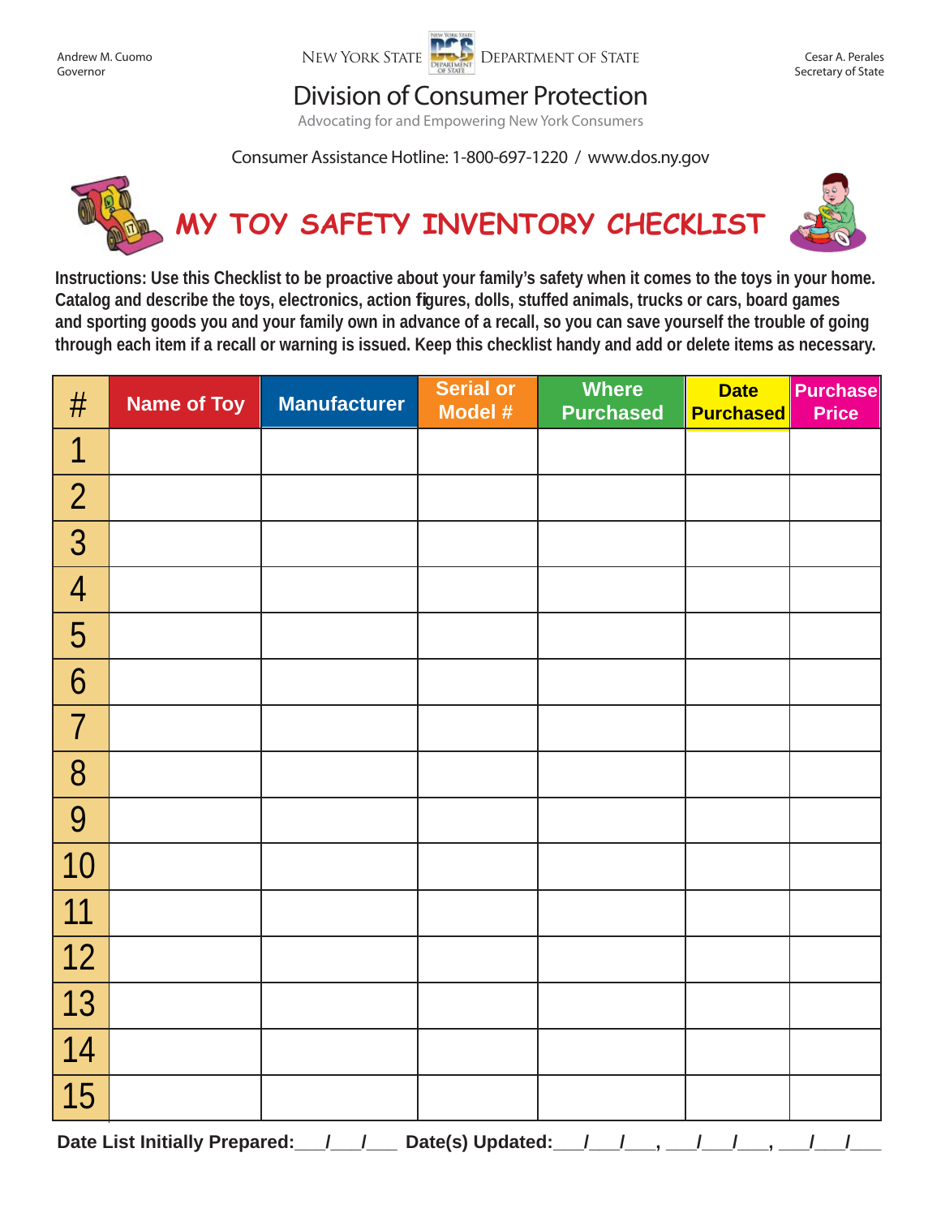Andrew M. Cuomo
Governor

NEW YORK STATE DEPARTMENT OF STATE

Cesar A. Perales
Secretary of State

# Division of Consumer Protection

Advocating for and Empowering New York Consumers

Consumer Assistance Hotline: 1-800-697-1220 / www.dos.ny.gov

## MY TOY SAFETY INVENTORY CHECKLIST

**Instructions: Use this Checklist to be proactive about your family's safety when it comes to the toys in your home. Catalog and describe the toys, electronics, action figures, dolls, stuffed animals, trucks or cars, board games and sporting goods you and your family own in advance of a recall, so you can save yourself the trouble of going through each item if a recall or warning is issued. Keep this checklist handy and add or delete items as necessary.**

| # | Name of Toy | Manufacturer | Serial or Model # | Where Purchased | Date Purchased | Purchase Price |
|---|---|---|---|---|---|---|
| 1 | | | | | | |
| 2 | | | | | | |
| 3 | | | | | | |
| 4 | | | | | | |
| 5 | | | | | | |
| 6 | | | | | | |
| 7 | | | | | | |
| 8 | | | | | | |
| 9 | | | | | | |
| 10 | | | | | | |
| 11 | | | | | | |
| 12 | | | | | | |
| 13 | | | | | | |
| 14 | | | | | | |
| 15 | | | | | | |

**Date List Initially Prepared:\_\_\_/\_\_\_/\_\_\_ Date(s) Updated:\_\_\_/\_\_\_/\_\_\_, \_\_\_/\_\_\_/\_\_\_, \_\_\_/\_\_\_/\_\_\_**